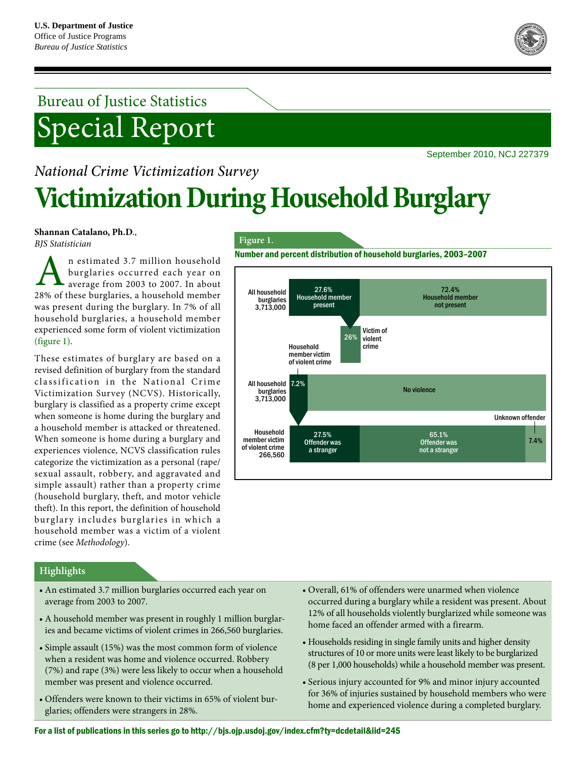U.S. Department of Justice
Office of Justice Programs
*Bureau of Justice Statistics*

## Bureau of Justice Statistics

# Special Report

September 2010, NCJ 227379

*National Crime Victimization Survey*

# Victimization During Household Burglary

**Shannan Catalano, Ph.D.**,
*BJS Statistician*

An estimated 3.7 million household burglaries occurred each year on average from 2003 to 2007. In about 28% of these burglaries, a household member was present during the burglary. In 7% of all household burglaries, a household member experienced some form of violent victimization (figure 1).

These estimates of burglary are based on a revised definition of burglary from the standard classification in the National Crime Victimization Survey (NCVS). Historically, burglary is classified as a property crime except when someone is home during the burglary and a household member is attacked or threatened. When someone is home during a burglary and experiences violence, NCVS classification rules categorize the victimization as a personal (rape/sexual assault, robbery, and aggravated and simple assault) rather than a property crime (household burglary, theft, and motor vehicle theft). In this report, the definition of household burglary includes burglaries in which a household member was a victim of a violent crime (see *Methodology*).

**Figure 1.**
**Number and percent distribution of household burglaries, 2003–2007**

All household burglaries 3,713,000: 27.6% Household member present; 72.4% Household member not present

Of household member present: 26% Victim of violent crime

All household burglaries 3,713,000: 7.2% Household member victim of violent crime; No violence

Household member victim of violent crime 266,560: 27.5% Offender was a stranger; 65.1% Offender was not a stranger; 7.4% Unknown offender

## Highlights

- An estimated 3.7 million burglaries occurred each year on average from 2003 to 2007.
- A household member was present in roughly 1 million burglaries and became victims of violent crimes in 266,560 burglaries.
- Simple assault (15%) was the most common form of violence when a resident was home and violence occurred. Robbery (7%) and rape (3%) were less likely to occur when a household member was present and violence occurred.
- Offenders were known to their victims in 65% of violent burglaries; offenders were strangers in 28%.
- Overall, 61% of offenders were unarmed when violence occurred during a burglary while a resident was present. About 12% of all households violently burglarized while someone was home faced an offender armed with a firearm.
- Households residing in single family units and higher density structures of 10 or more units were least likely to be burglarized (8 per 1,000 households) while a household member was present.
- Serious injury accounted for 9% and minor injury accounted for 36% of injuries sustained by household members who were home and experienced violence during a completed burglary.

For a list of publications in this series go to http://bjs.ojp.usdoj.gov/index.cfm?ty=dcdetail&iid=245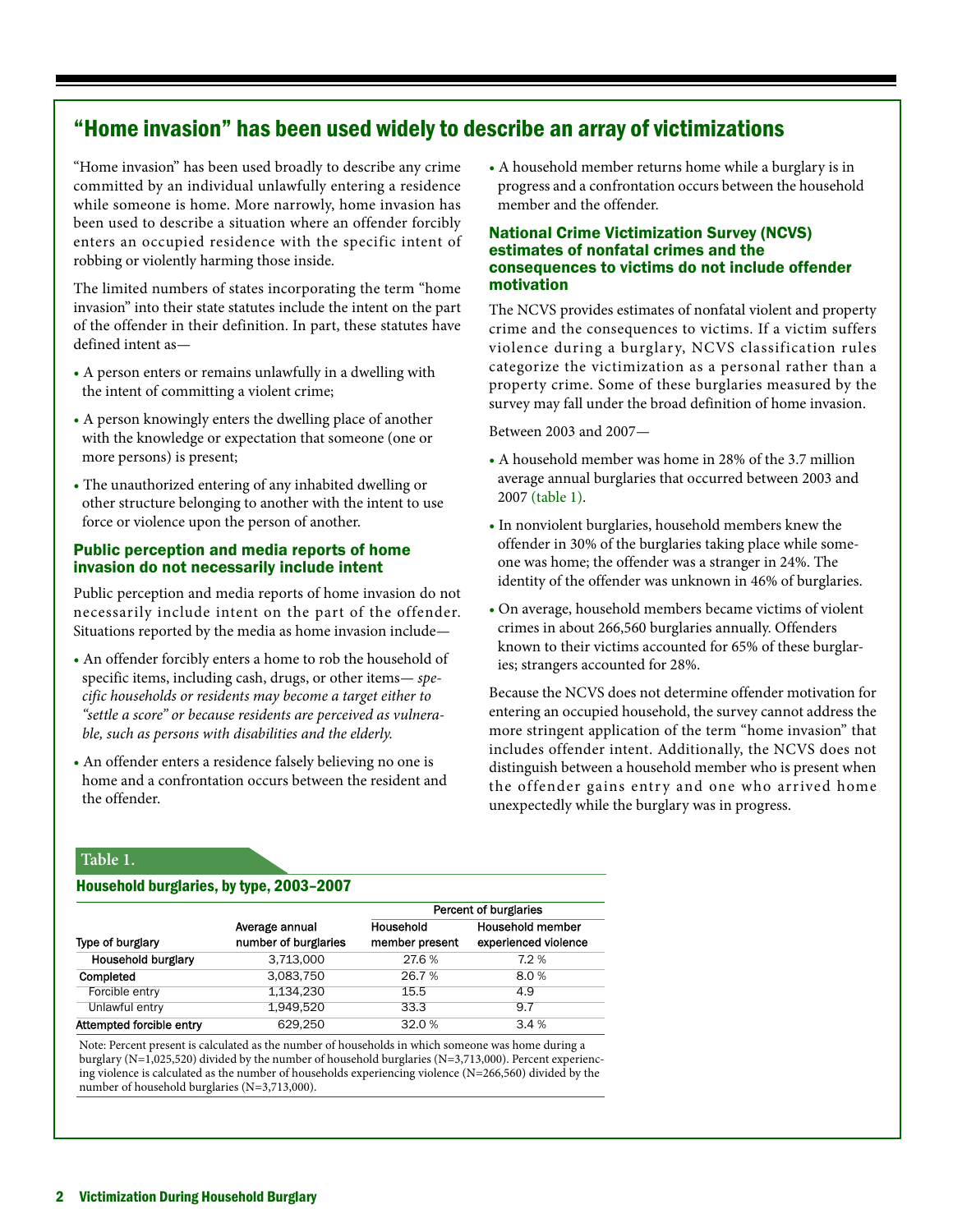## "Home invasion" has been used widely to describe an array of victimizations

"Home invasion" has been used broadly to describe any crime committed by an individual unlawfully entering a residence while someone is home. More narrowly, home invasion has been used to describe a situation where an offender forcibly enters an occupied residence with the specific intent of robbing or violently harming those inside.

The limited numbers of states incorporating the term "home invasion" into their state statutes include the intent on the part of the offender in their definition. In part, these statutes have defined intent as—

- A person enters or remains unlawfully in a dwelling with the intent of committing a violent crime;
- A person knowingly enters the dwelling place of another with the knowledge or expectation that someone (one or more persons) is present;
- The unauthorized entering of any inhabited dwelling or other structure belonging to another with the intent to use force or violence upon the person of another.

### Public perception and media reports of home invasion do not necessarily include intent

Public perception and media reports of home invasion do not necessarily include intent on the part of the offender. Situations reported by the media as home invasion include—

- An offender forcibly enters a home to rob the household of specific items, including cash, drugs, or other items— *specific households or residents may become a target either to "settle a score" or because residents are perceived as vulnerable, such as persons with disabilities and the elderly.*
- An offender enters a residence falsely believing no one is home and a confrontation occurs between the resident and the offender.
- A household member returns home while a burglary is in progress and a confrontation occurs between the household member and the offender.

### National Crime Victimization Survey (NCVS) estimates of nonfatal crimes and the consequences to victims do not include offender motivation

The NCVS provides estimates of nonfatal violent and property crime and the consequences to victims. If a victim suffers violence during a burglary, NCVS classification rules categorize the victimization as a personal rather than a property crime. Some of these burglaries measured by the survey may fall under the broad definition of home invasion.

Between 2003 and 2007—

- A household member was home in 28% of the 3.7 million average annual burglaries that occurred between 2003 and 2007 (table 1).
- In nonviolent burglaries, household members knew the offender in 30% of the burglaries taking place while someone was home; the offender was a stranger in 24%. The identity of the offender was unknown in 46% of burglaries.
- On average, household members became victims of violent crimes in about 266,560 burglaries annually. Offenders known to their victims accounted for 65% of these burglaries; strangers accounted for 28%.

Because the NCVS does not determine offender motivation for entering an occupied household, the survey cannot address the more stringent application of the term "home invasion" that includes offender intent. Additionally, the NCVS does not distinguish between a household member who is present when the offender gains entry and one who arrived home unexpectedly while the burglary was in progress.

**Table 1.**
**Household burglaries, by type, 2003–2007**

| Type of burglary | Average annual number of burglaries | Percent of burglaries: Household member present | Percent of burglaries: Household member experienced violence |
|---|---|---|---|
| Household burglary | 3,713,000 | 27.6 % | 7.2 % |
| Completed | 3,083,750 | 26.7 % | 8.0 % |
| Forcible entry | 1,134,230 | 15.5 | 4.9 |
| Unlawful entry | 1,949,520 | 33.3 | 9.7 |
| Attempted forcible entry | 629,250 | 32.0 % | 3.4 % |

Note: Percent present is calculated as the number of households in which someone was home during a burglary (N=1,025,520) divided by the number of household burglaries (N=3,713,000). Percent experiencing violence is calculated as the number of households experiencing violence (N=266,560) divided by the number of household burglaries (N=3,713,000).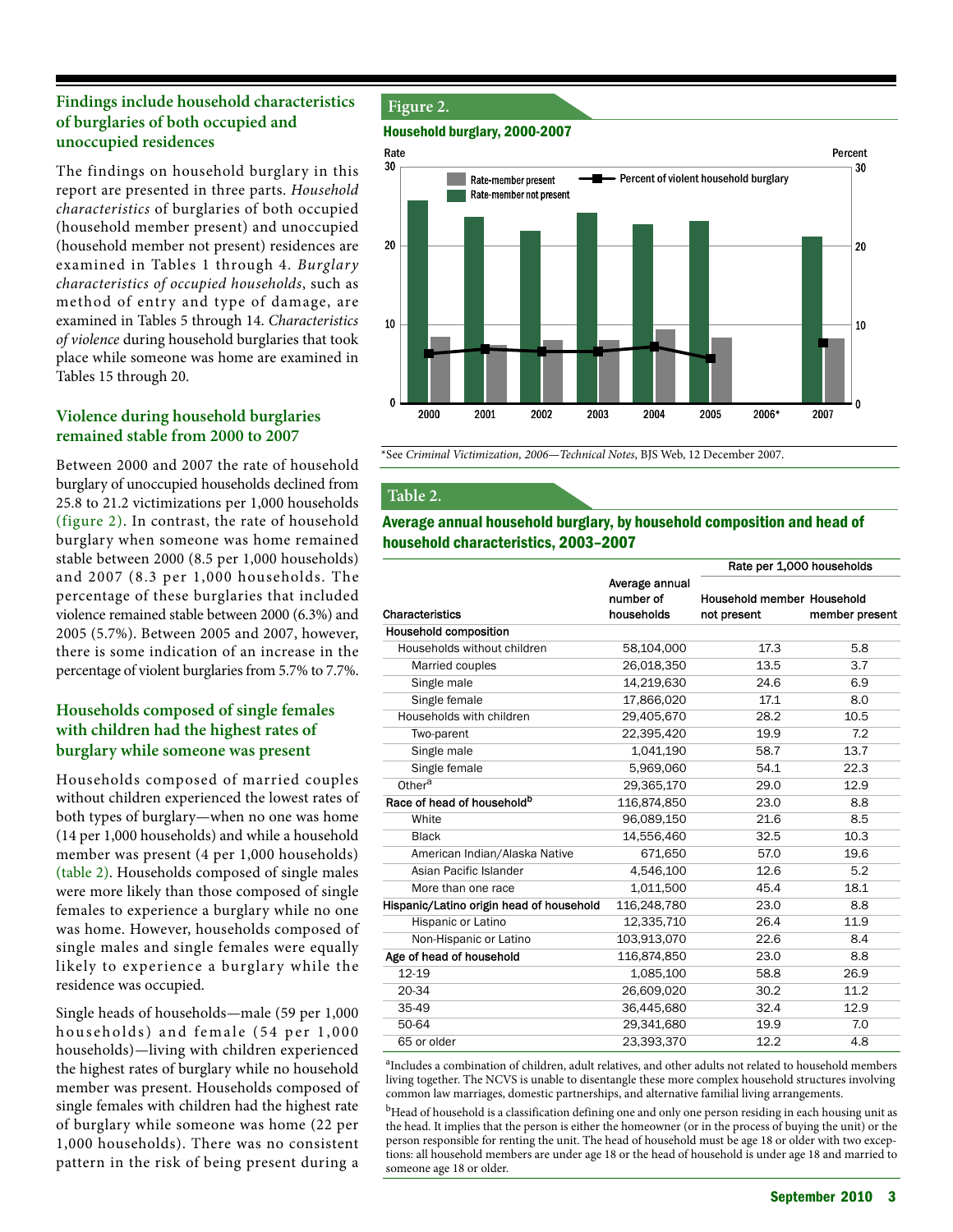## Findings include household characteristics of burglaries of both occupied and unoccupied residences

The findings on household burglary in this report are presented in three parts. *Household characteristics* of burglaries of both occupied (household member present) and unoccupied (household member not present) residences are examined in Tables 1 through 4. *Burglary characteristics of occupied households*, such as method of entry and type of damage, are examined in Tables 5 through 14. *Characteristics of violence* during household burglaries that took place while someone was home are examined in Tables 15 through 20.

## Violence during household burglaries remained stable from 2000 to 2007

Between 2000 and 2007 the rate of household burglary of unoccupied households declined from 25.8 to 21.2 victimizations per 1,000 households (figure 2). In contrast, the rate of household burglary when someone was home remained stable between 2000 (8.5 per 1,000 households) and 2007 (8.3 per 1,000 households. The percentage of these burglaries that included violence remained stable between 2000 (6.3%) and 2005 (5.7%). Between 2005 and 2007, however, there is some indication of an increase in the percentage of violent burglaries from 5.7% to 7.7%.

## Households composed of single females with children had the highest rates of burglary while someone was present

Households composed of married couples without children experienced the lowest rates of both types of burglary—when no one was home (14 per 1,000 households) and while a household member was present (4 per 1,000 households) (table 2). Households composed of single males were more likely than those composed of single females to experience a burglary while no one was home. However, households composed of single males and single females were equally likely to experience a burglary while the residence was occupied.

Single heads of households—male (59 per 1,000 households) and female (54 per 1,000 households)—living with children experienced the highest rates of burglary while no household member was present. Households composed of single females with children had the highest rate of burglary while someone was home (22 per 1,000 households). There was no consistent pattern in the risk of being present during a

**Figure 2.**

**Household burglary, 2000-2007**

| Year | Rate-member not present | Rate-member present |
|---|---|---|
| 2000 | 25.8 | 8.5 |
| 2007 | 21.2 | 8.3 |

*See *Criminal Victimization, 2006—Technical Notes*, BJS Web, 12 December 2007.

**Table 2.**

**Average annual household burglary, by household composition and head of household characteristics, 2003–2007**

| Characteristics | Average annual number of households | Rate per 1,000 households: Household member not present | Household member present |
|---|---|---|---|
| **Household composition** | | | |
| Households without children | 58,104,000 | 17.3 | 5.8 |
| Married couples | 26,018,350 | 13.5 | 3.7 |
| Single male | 14,219,630 | 24.6 | 6.9 |
| Single female | 17,866,020 | 17.1 | 8.0 |
| Households with children | 29,405,670 | 28.2 | 10.5 |
| Two-parent | 22,395,420 | 19.9 | 7.2 |
| Single male | 1,041,190 | 58.7 | 13.7 |
| Single female | 5,969,060 | 54.1 | 22.3 |
| Other[a] | 29,365,170 | 29.0 | 12.9 |
| **Race of head of household[b]** | 116,874,850 | 23.0 | 8.8 |
| White | 96,089,150 | 21.6 | 8.5 |
| Black | 14,556,460 | 32.5 | 10.3 |
| American Indian/Alaska Native | 671,650 | 57.0 | 19.6 |
| Asian Pacific Islander | 4,546,100 | 12.6 | 5.2 |
| More than one race | 1,011,500 | 45.4 | 18.1 |
| **Hispanic/Latino origin head of household** | 116,248,780 | 23.0 | 8.8 |
| Hispanic or Latino | 12,335,710 | 26.4 | 11.9 |
| Non-Hispanic or Latino | 103,913,070 | 22.6 | 8.4 |
| **Age of head of household** | 116,874,850 | 23.0 | 8.8 |
| 12-19 | 1,085,100 | 58.8 | 26.9 |
| 20-34 | 26,609,020 | 30.2 | 11.2 |
| 35-49 | 36,445,680 | 32.4 | 12.9 |
| 50-64 | 29,341,680 | 19.9 | 7.0 |
| 65 or older | 23,393,370 | 12.2 | 4.8 |

[a]Includes a combination of children, adult relatives, and other adults not related to household members living together. The NCVS is unable to disentangle these more complex household structures involving common law marriages, domestic partnerships, and alternative familial living arrangements.

[b]Head of household is a classification defining one and only one person residing in each housing unit as the head. It implies that the person is either the homeowner (or in the process of buying the unit) or the person responsible for renting the unit. The head of household must be age 18 or older with two exceptions: all household members are under age 18 or the head of household is under age 18 and married to someone age 18 or older.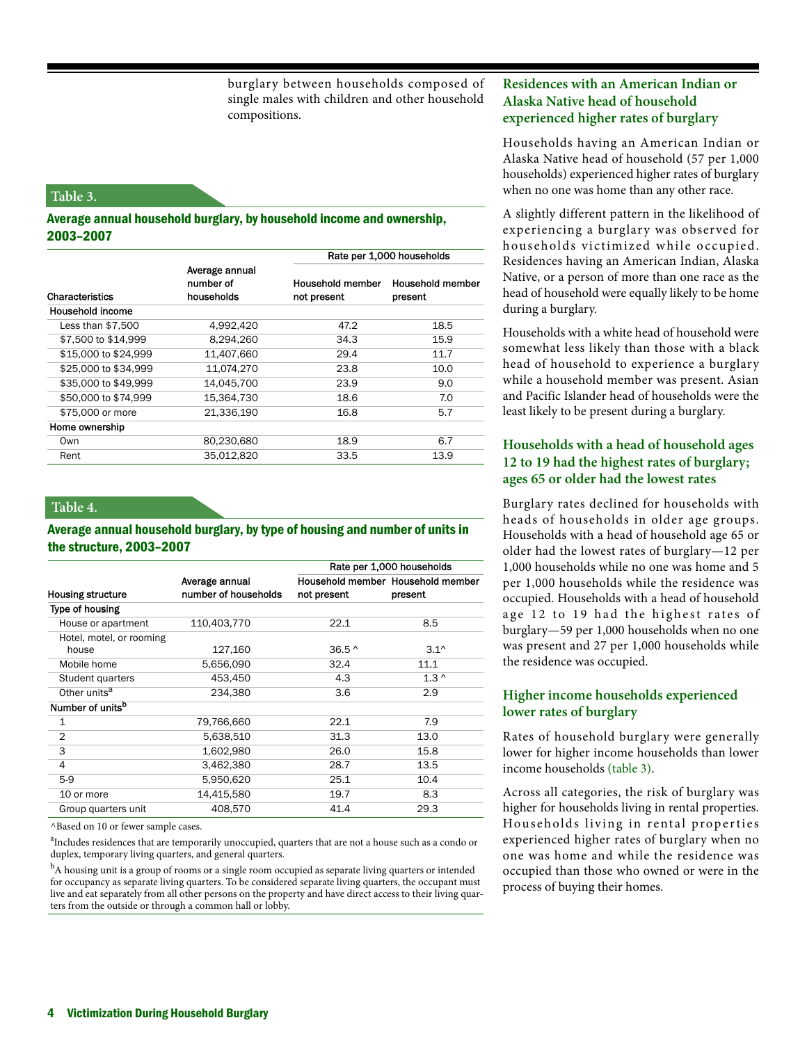burglary between households composed of single males with children and other household compositions.

### Table 3.

**Average annual household burglary, by household income and ownership, 2003–2007**

| Characteristics | Average annual number of households | Rate per 1,000 households | |
|---|---|---|---|
| | | Household member not present | Household member present |
| **Household income** | | | |
| Less than $7,500 | 4,992,420 | 47.2 | 18.5 |
| $7,500 to $14,999 | 8,294,260 | 34.3 | 15.9 |
| $15,000 to $24,999 | 11,407,660 | 29.4 | 11.7 |
| $25,000 to $34,999 | 11,074,270 | 23.8 | 10.0 |
| $35,000 to $49,999 | 14,045,700 | 23.9 | 9.0 |
| $50,000 to $74,999 | 15,364,730 | 18.6 | 7.0 |
| $75,000 or more | 21,336,190 | 16.8 | 5.7 |
| **Home ownership** | | | |
| Own | 80,230,680 | 18.9 | 6.7 |
| Rent | 35,012,820 | 33.5 | 13.9 |

### Table 4.

**Average annual household burglary, by type of housing and number of units in the structure, 2003–2007**

| Housing structure | Average annual number of households | Rate per 1,000 households | |
|---|---|---|---|
| | | Household member not present | Household member present |
| **Type of housing** | | | |
| House or apartment | 110,403,770 | 22.1 | 8.5 |
| Hotel, motel, or rooming house | 127,160 | 36.5 ^ | 3.1^ |
| Mobile home | 5,656,090 | 32.4 | 11.1 |
| Student quarters | 453,450 | 4.3 | 1.3 ^ |
| Other units[a] | 234,380 | 3.6 | 2.9 |
| **Number of units[b]** | | | |
| 1 | 79,766,660 | 22.1 | 7.9 |
| 2 | 5,638,510 | 31.3 | 13.0 |
| 3 | 1,602,980 | 26.0 | 15.8 |
| 4 | 3,462,380 | 28.7 | 13.5 |
| 5-9 | 5,950,620 | 25.1 | 10.4 |
| 10 or more | 14,415,580 | 19.7 | 8.3 |
| Group quarters unit | 408,570 | 41.4 | 29.3 |

^Based on 10 or fewer sample cases.

[a]Includes residences that are temporarily unoccupied, quarters that are not a house such as a condo or duplex, temporary living quarters, and general quarters.

[b]A housing unit is a group of rooms or a single room occupied as separate living quarters or intended for occupancy as separate living quarters. To be considered separate living quarters, the occupant must live and eat separately from all other persons on the property and have direct access to their living quarters from the outside or through a common hall or lobby.

## Residences with an American Indian or Alaska Native head of household experienced higher rates of burglary

Households having an American Indian or Alaska Native head of household (57 per 1,000 households) experienced higher rates of burglary when no one was home than any other race.

A slightly different pattern in the likelihood of experiencing a burglary was observed for households victimized while occupied. Residences having an American Indian, Alaska Native, or a person of more than one race as the head of household were equally likely to be home during a burglary.

Households with a white head of household were somewhat less likely than those with a black head of household to experience a burglary while a household member was present. Asian and Pacific Islander head of households were the least likely to be present during a burglary.

## Households with a head of household ages 12 to 19 had the highest rates of burglary; ages 65 or older had the lowest rates

Burglary rates declined for households with heads of households in older age groups. Households with a head of household age 65 or older had the lowest rates of burglary—12 per 1,000 households while no one was home and 5 per 1,000 households while the residence was occupied. Households with a head of household age 12 to 19 had the highest rates of burglary—59 per 1,000 households when no one was present and 27 per 1,000 households while the residence was occupied.

## Higher income households experienced lower rates of burglary

Rates of household burglary were generally lower for higher income households than lower income households (table 3).

Across all categories, the risk of burglary was higher for households living in rental properties. Households living in rental properties experienced higher rates of burglary when no one was home and while the residence was occupied than those who owned or were in the process of buying their homes.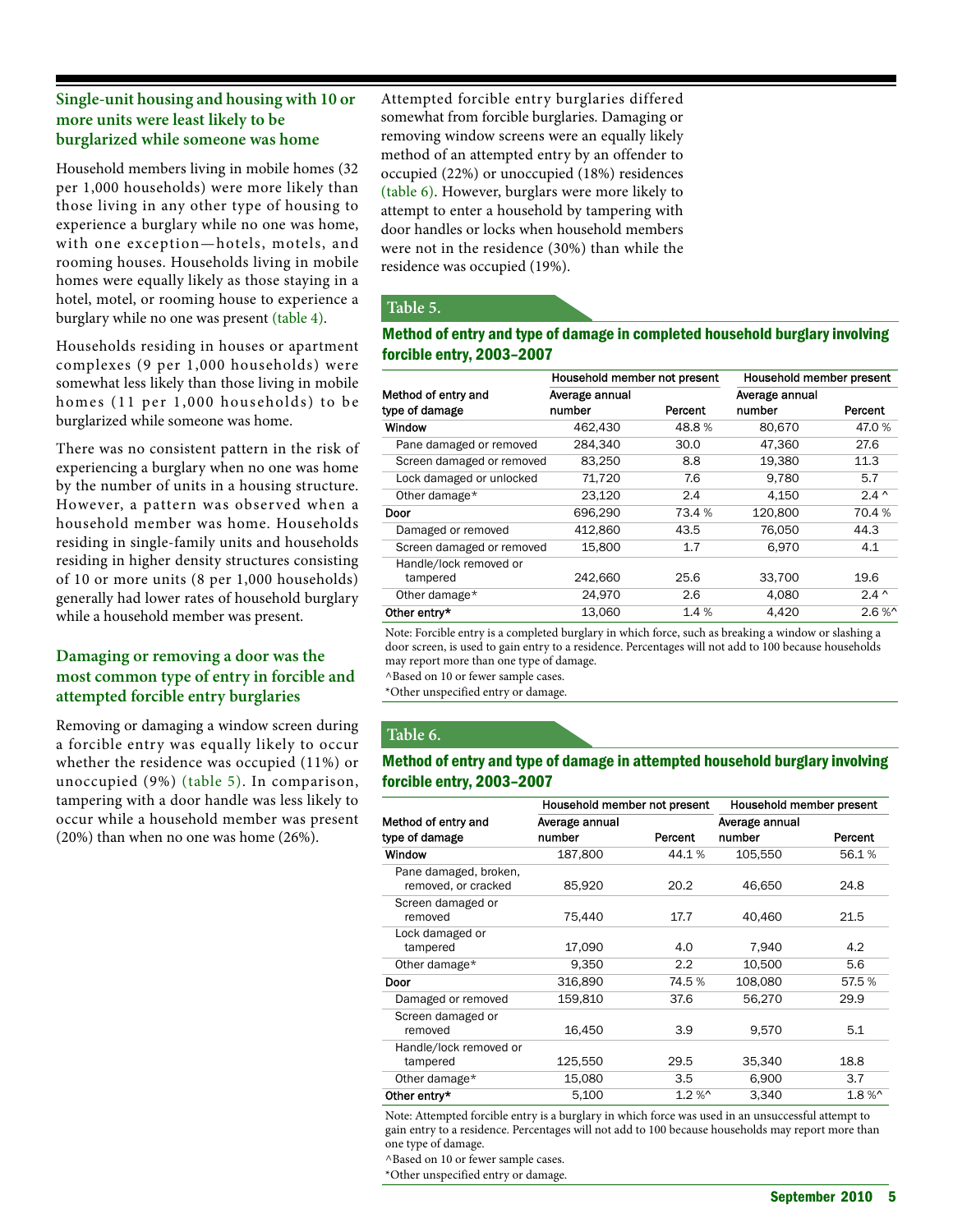### Single-unit housing and housing with 10 or more units were least likely to be burglarized while someone was home

Household members living in mobile homes (32 per 1,000 households) were more likely than those living in any other type of housing to experience a burglary while no one was home, with one exception—hotels, motels, and rooming houses. Households living in mobile homes were equally likely as those staying in a hotel, motel, or rooming house to experience a burglary while no one was present (table 4).

Households residing in houses or apartment complexes (9 per 1,000 households) were somewhat less likely than those living in mobile homes (11 per 1,000 households) to be burglarized while someone was home.

There was no consistent pattern in the risk of experiencing a burglary when no one was home by the number of units in a housing structure. However, a pattern was observed when a household member was home. Households residing in single-family units and households residing in higher density structures consisting of 10 or more units (8 per 1,000 households) generally had lower rates of household burglary while a household member was present.

### Damaging or removing a door was the most common type of entry in forcible and attempted forcible entry burglaries

Removing or damaging a window screen during a forcible entry was equally likely to occur whether the residence was occupied (11%) or unoccupied (9%) (table 5). In comparison, tampering with a door handle was less likely to occur while a household member was present (20%) than when no one was home (26%).

Attempted forcible entry burglaries differed somewhat from forcible burglaries. Damaging or removing window screens were an equally likely method of an attempted entry by an offender to occupied (22%) or unoccupied (18%) residences (table 6). However, burglars were more likely to attempt to enter a household by tampering with door handles or locks when household members were not in the residence (30%) than while the residence was occupied (19%).

**Table 5.**

**Method of entry and type of damage in completed household burglary involving forcible entry, 2003–2007**

| Method of entry and type of damage | Household member not present | | Household member present | |
|---|---|---|---|---|
| | Average annual number | Percent | Average annual number | Percent |
| Window | 462,430 | 48.8 % | 80,670 | 47.0 % |
| Pane damaged or removed | 284,340 | 30.0 | 47,360 | 27.6 |
| Screen damaged or removed | 83,250 | 8.8 | 19,380 | 11.3 |
| Lock damaged or unlocked | 71,720 | 7.6 | 9,780 | 5.7 |
| Other damage* | 23,120 | 2.4 | 4,150 | 2.4 ^ |
| Door | 696,290 | 73.4 % | 120,800 | 70.4 % |
| Damaged or removed | 412,860 | 43.5 | 76,050 | 44.3 |
| Screen damaged or removed | 15,800 | 1.7 | 6,970 | 4.1 |
| Handle/lock removed or tampered | 242,660 | 25.6 | 33,700 | 19.6 |
| Other damage* | 24,970 | 2.6 | 4,080 | 2.4 ^ |
| Other entry* | 13,060 | 1.4 % | 4,420 | 2.6 %^ |

Note: Forcible entry is a completed burglary in which force, such as breaking a window or slashing a door screen, is used to gain entry to a residence. Percentages will not add to 100 because households may report more than one type of damage.

^Based on 10 or fewer sample cases.

*Other unspecified entry or damage.

**Table 6.**

**Method of entry and type of damage in attempted household burglary involving forcible entry, 2003–2007**

| Method of entry and type of damage | Household member not present | | Household member present | |
|---|---|---|---|---|
| | Average annual number | Percent | Average annual number | Percent |
| Window | 187,800 | 44.1 % | 105,550 | 56.1 % |
| Pane damaged, broken, removed, or cracked | 85,920 | 20.2 | 46,650 | 24.8 |
| Screen damaged or removed | 75,440 | 17.7 | 40,460 | 21.5 |
| Lock damaged or tampered | 17,090 | 4.0 | 7,940 | 4.2 |
| Other damage* | 9,350 | 2.2 | 10,500 | 5.6 |
| Door | 316,890 | 74.5 % | 108,080 | 57.5 % |
| Damaged or removed | 159,810 | 37.6 | 56,270 | 29.9 |
| Screen damaged or removed | 16,450 | 3.9 | 9,570 | 5.1 |
| Handle/lock removed or tampered | 125,550 | 29.5 | 35,340 | 18.8 |
| Other damage* | 15,080 | 3.5 | 6,900 | 3.7 |
| Other entry* | 5,100 | 1.2 %^ | 3,340 | 1.8 %^ |

Note: Attempted forcible entry is a burglary in which force was used in an unsuccessful attempt to gain entry to a residence. Percentages will not add to 100 because households may report more than one type of damage.

^Based on 10 or fewer sample cases.

*Other unspecified entry or damage.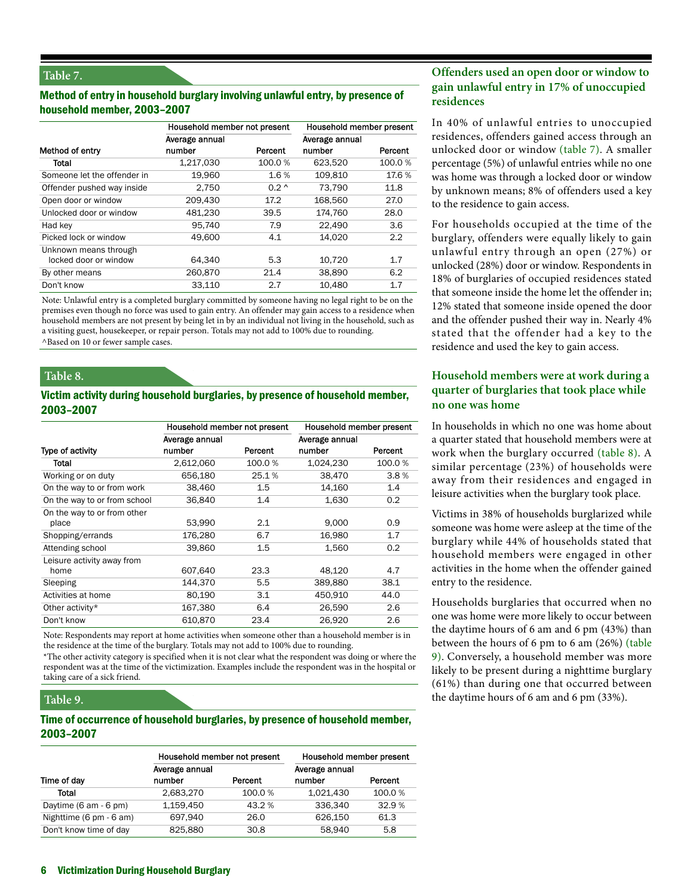### Table 7.

**Method of entry in household burglary involving unlawful entry, by presence of household member, 2003–2007**

| Method of entry | Household member not present | | Household member present | |
|---|---|---|---|---|
| | Average annual number | Percent | Average annual number | Percent |
| Total | 1,217,030 | 100.0 % | 623,520 | 100.0 % |
| Someone let the offender in | 19,960 | 1.6 % | 109,810 | 17.6 % |
| Offender pushed way inside | 2,750 | 0.2 ^ | 73,790 | 11.8 |
| Open door or window | 209,430 | 17.2 | 168,560 | 27.0 |
| Unlocked door or window | 481,230 | 39.5 | 174,760 | 28.0 |
| Had key | 95,740 | 7.9 | 22,490 | 3.6 |
| Picked lock or window | 49,600 | 4.1 | 14,020 | 2.2 |
| Unknown means through locked door or window | 64,340 | 5.3 | 10,720 | 1.7 |
| By other means | 260,870 | 21.4 | 38,890 | 6.2 |
| Don't know | 33,110 | 2.7 | 10,480 | 1.7 |

Note: Unlawful entry is a completed burglary committed by someone having no legal right to be on the premises even though no force was used to gain entry. An offender may gain access to a residence when household members are not present by being let in by an individual not living in the household, such as a visiting guest, housekeeper, or repair person. Totals may not add to 100% due to rounding.
^Based on 10 or fewer sample cases.

### Table 8.

**Victim activity during household burglaries, by presence of household member, 2003–2007**

| Type of activity | Household member not present | | Household member present | |
|---|---|---|---|---|
| | Average annual number | Percent | Average annual number | Percent |
| Total | 2,612,060 | 100.0 % | 1,024,230 | 100.0 % |
| Working or on duty | 656,180 | 25.1 % | 38,470 | 3.8 % |
| On the way to or from work | 38,460 | 1.5 | 14,160 | 1.4 |
| On the way to or from school | 36,840 | 1.4 | 1,630 | 0.2 |
| On the way to or from other place | 53,990 | 2.1 | 9,000 | 0.9 |
| Shopping/errands | 176,280 | 6.7 | 16,980 | 1.7 |
| Attending school | 39,860 | 1.5 | 1,560 | 0.2 |
| Leisure activity away from home | 607,640 | 23.3 | 48,120 | 4.7 |
| Sleeping | 144,370 | 5.5 | 389,880 | 38.1 |
| Activities at home | 80,190 | 3.1 | 450,910 | 44.0 |
| Other activity* | 167,380 | 6.4 | 26,590 | 2.6 |
| Don't know | 610,870 | 23.4 | 26,920 | 2.6 |

Note: Respondents may report at home activities when someone other than a household member is in the residence at the time of the burglary. Totals may not add to 100% due to rounding.
*The other activity category is specified when it is not clear what the respondent was doing or where the respondent was at the time of the victimization. Examples include the respondent was in the hospital or taking care of a sick friend.

### Table 9.

**Time of occurrence of household burglaries, by presence of household member, 2003–2007**

| Time of day | Household member not present | | Household member present | |
|---|---|---|---|---|
| | Average annual number | Percent | Average annual number | Percent |
| Total | 2,683,270 | 100.0 % | 1,021,430 | 100.0 % |
| Daytime (6 am - 6 pm) | 1,159,450 | 43.2 % | 336,340 | 32.9 % |
| Nighttime (6 pm - 6 am) | 697,940 | 26.0 | 626,150 | 61.3 |
| Don't know time of day | 825,880 | 30.8 | 58,940 | 5.8 |

## Offenders used an open door or window to gain unlawful entry in 17% of unoccupied residences

In 40% of unlawful entries to unoccupied residences, offenders gained access through an unlocked door or window (table 7). A smaller percentage (5%) of unlawful entries while no one was home was through a locked door or window by unknown means; 8% of offenders used a key to the residence to gain access.

For households occupied at the time of the burglary, offenders were equally likely to gain unlawful entry through an open (27%) or unlocked (28%) door or window. Respondents in 18% of burglaries of occupied residences stated that someone inside the home let the offender in; 12% stated that someone inside opened the door and the offender pushed their way in. Nearly 4% stated that the offender had a key to the residence and used the key to gain access.

## Household members were at work during a quarter of burglaries that took place while no one was home

In households in which no one was home about a quarter stated that household members were at work when the burglary occurred (table 8). A similar percentage (23%) of households were away from their residences and engaged in leisure activities when the burglary took place.

Victims in 38% of households burglarized while someone was home were asleep at the time of the burglary while 44% of households stated that household members were engaged in other activities in the home when the offender gained entry to the residence.

Households burglaries that occurred when no one was home were more likely to occur between the daytime hours of 6 am and 6 pm (43%) than between the hours of 6 pm to 6 am (26%) (table 9). Conversely, a household member was more likely to be present during a nighttime burglary (61%) than during one that occurred between the daytime hours of 6 am and 6 pm (33%).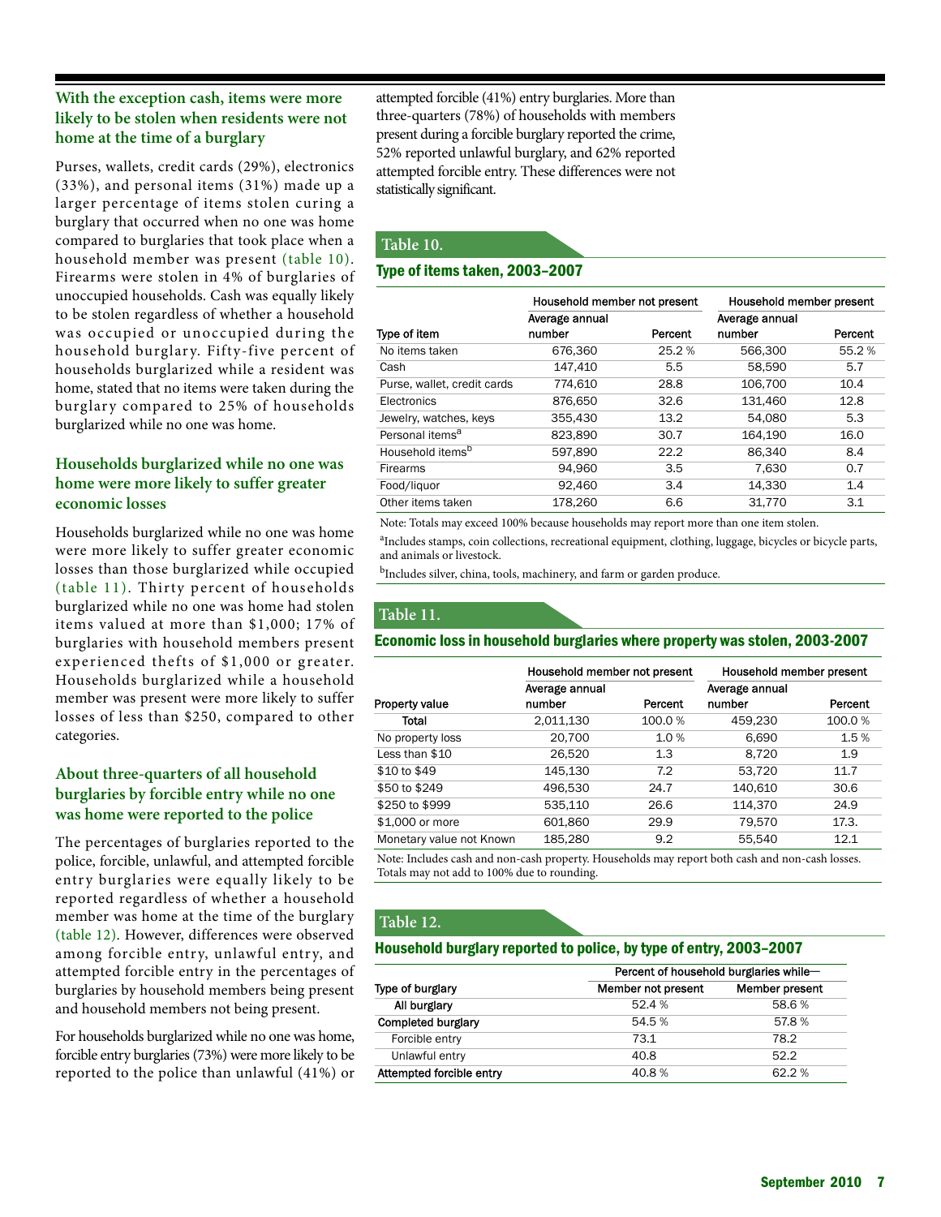### With the exception cash, items were more likely to be stolen when residents were not home at the time of a burglary

Purses, wallets, credit cards (29%), electronics (33%), and personal items (31%) made up a larger percentage of items stolen curing a burglary that occurred when no one was home compared to burglaries that took place when a household member was present (table 10). Firearms were stolen in 4% of burglaries of unoccupied households. Cash was equally likely to be stolen regardless of whether a household was occupied or unoccupied during the household burglary. Fifty-five percent of households burglarized while a resident was home, stated that no items were taken during the burglary compared to 25% of households burglarized while no one was home.

### Households burglarized while no one was home were more likely to suffer greater economic losses

Households burglarized while no one was home were more likely to suffer greater economic losses than those burglarized while occupied (table 11). Thirty percent of households burglarized while no one was home had stolen items valued at more than $1,000; 17% of burglaries with household members present experienced thefts of $1,000 or greater. Households burglarized while a household member was present were more likely to suffer losses of less than $250, compared to other categories.

### About three-quarters of all household burglaries by forcible entry while no one was home were reported to the police

The percentages of burglaries reported to the police, forcible, unlawful, and attempted forcible entry burglaries were equally likely to be reported regardless of whether a household member was home at the time of the burglary (table 12). However, differences were observed among forcible entry, unlawful entry, and attempted forcible entry in the percentages of burglaries by household members being present and household members not being present.

For households burglarized while no one was home, forcible entry burglaries (73%) were more likely to be reported to the police than unlawful (41%) or attempted forcible (41%) entry burglaries. More than three-quarters (78%) of households with members present during a forcible burglary reported the crime, 52% reported unlawful burglary, and 62% reported attempted forcible entry. These differences were not statistically significant.

**Table 10.**

**Type of items taken, 2003–2007**

| | Household member not present | | Household member present | |
|---|---|---|---|---|
| Type of item | Average annual number | Percent | Average annual number | Percent |
| No items taken | 676,360 | 25.2 % | 566,300 | 55.2 % |
| Cash | 147,410 | 5.5 | 58,590 | 5.7 |
| Purse, wallet, credit cards | 774,610 | 28.8 | 106,700 | 10.4 |
| Electronics | 876,650 | 32.6 | 131,460 | 12.8 |
| Jewelry, watches, keys | 355,430 | 13.2 | 54,080 | 5.3 |
| Personal items[a] | 823,890 | 30.7 | 164,190 | 16.0 |
| Household items[b] | 597,890 | 22.2 | 86,340 | 8.4 |
| Firearms | 94,960 | 3.5 | 7,630 | 0.7 |
| Food/liquor | 92,460 | 3.4 | 14,330 | 1.4 |
| Other items taken | 178,260 | 6.6 | 31,770 | 3.1 |

Note: Totals may exceed 100% because households may report more than one item stolen.

[a]Includes stamps, coin collections, recreational equipment, clothing, luggage, bicycles or bicycle parts, and animals or livestock.

[b]Includes silver, china, tools, machinery, and farm or garden produce.

**Table 11.**

**Economic loss in household burglaries where property was stolen, 2003-2007**

| | Household member not present | | Household member present | |
|---|---|---|---|---|
| Property value | Average annual number | Percent | Average annual number | Percent |
| Total | 2,011,130 | 100.0 % | 459,230 | 100.0 % |
| No property loss | 20,700 | 1.0 % | 6,690 | 1.5 % |
| Less than $10 | 26,520 | 1.3 | 8,720 | 1.9 |
| $10 to $49 | 145,130 | 7.2 | 53,720 | 11.7 |
| $50 to $249 | 496,530 | 24.7 | 140,610 | 30.6 |
| $250 to $999 | 535,110 | 26.6 | 114,370 | 24.9 |
| $1,000 or more | 601,860 | 29.9 | 79,570 | 17.3. |
| Monetary value not Known | 185,280 | 9.2 | 55,540 | 12.1 |

Note: Includes cash and non-cash property. Households may report both cash and non-cash losses. Totals may not add to 100% due to rounding.

**Table 12.**

**Household burglary reported to police, by type of entry, 2003–2007**

| | Percent of household burglaries while— | |
|---|---|---|
| Type of burglary | Member not present | Member present |
| All burglary | 52.4 % | 58.6 % |
| Completed burglary | 54.5 % | 57.8 % |
| Forcible entry | 73.1 | 78.2 |
| Unlawful entry | 40.8 | 52.2 |
| Attempted forcible entry | 40.8 % | 62.2 % |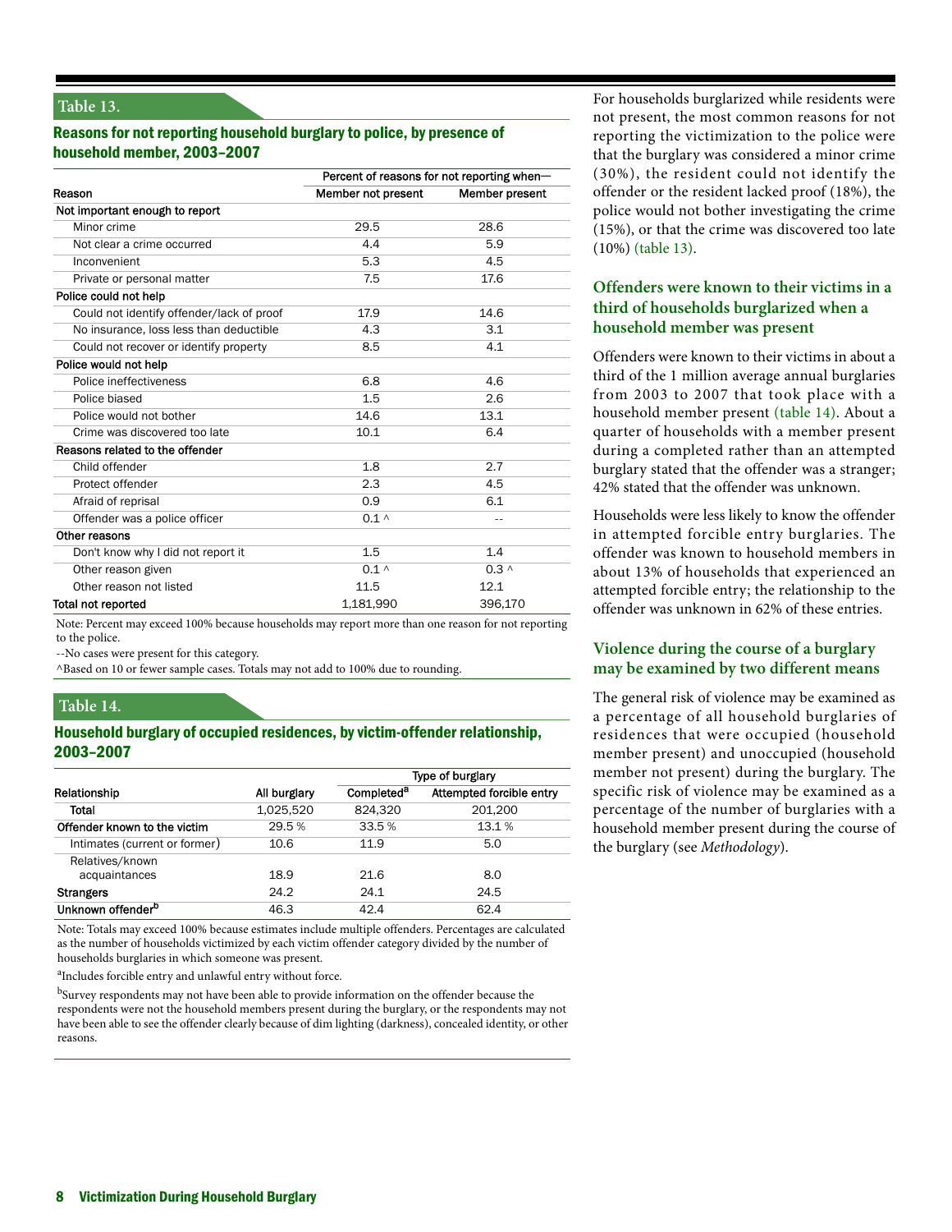### Table 13.

## Reasons for not reporting household burglary to police, by presence of household member, 2003–2007

| Reason | Percent of reasons for not reporting when— | |
|---|---|---|
| | Member not present | Member present |
| **Not important enough to report** | | |
| Minor crime | 29.5 | 28.6 |
| Not clear a crime occurred | 4.4 | 5.9 |
| Inconvenient | 5.3 | 4.5 |
| Private or personal matter | 7.5 | 17.6 |
| **Police could not help** | | |
| Could not identify offender/lack of proof | 17.9 | 14.6 |
| No insurance, loss less than deductible | 4.3 | 3.1 |
| Could not recover or identify property | 8.5 | 4.1 |
| **Police would not help** | | |
| Police ineffectiveness | 6.8 | 4.6 |
| Police biased | 1.5 | 2.6 |
| Police would not bother | 14.6 | 13.1 |
| Crime was discovered too late | 10.1 | 6.4 |
| **Reasons related to the offender** | | |
| Child offender | 1.8 | 2.7 |
| Protect offender | 2.3 | 4.5 |
| Afraid of reprisal | 0.9 | 6.1 |
| Offender was a police officer | 0.1 ^ | -- |
| **Other reasons** | | |
| Don't know why I did not report it | 1.5 | 1.4 |
| Other reason given | 0.1 ^ | 0.3 ^ |
| Other reason not listed | 11.5 | 12.1 |
| **Total not reported** | 1,181,990 | 396,170 |

Note: Percent may exceed 100% because households may report more than one reason for not reporting to the police.

--No cases were present for this category.

^Based on 10 or fewer sample cases. Totals may not add to 100% due to rounding.

### Table 14.

## Household burglary of occupied residences, by victim-offender relationship, 2003–2007

| Relationship | All burglary | Type of burglary | |
|---|---|---|---|
| | | Completed[a] | Attempted forcible entry |
| **Total** | 1,025,520 | 824,320 | 201,200 |
| **Offender known to the victim** | 29.5 % | 33.5 % | 13.1 % |
| Intimates (current or former) | 10.6 | 11.9 | 5.0 |
| Relatives/known acquaintances | 18.9 | 21.6 | 8.0 |
| **Strangers** | 24.2 | 24.1 | 24.5 |
| **Unknown offender[b]** | 46.3 | 42.4 | 62.4 |

Note: Totals may exceed 100% because estimates include multiple offenders. Percentages are calculated as the number of households victimized by each victim offender category divided by the number of households burglaries in which someone was present.

[a]Includes forcible entry and unlawful entry without force.

[b]Survey respondents may not have been able to provide information on the offender because the respondents were not the household members present during the burglary, or the respondents may not have been able to see the offender clearly because of dim lighting (darkness), concealed identity, or other reasons.

For households burglarized while residents were not present, the most common reasons for not reporting the victimization to the police were that the burglary was considered a minor crime (30%), the resident could not identify the offender or the resident lacked proof (18%), the police would not bother investigating the crime (15%), or that the crime was discovered too late (10%) (table 13).

### Offenders were known to their victims in a third of households burglarized when a household member was present

Offenders were known to their victims in about a third of the 1 million average annual burglaries from 2003 to 2007 that took place with a household member present (table 14). About a quarter of households with a member present during a completed rather than an attempted burglary stated that the offender was a stranger; 42% stated that the offender was unknown.

Households were less likely to know the offender in attempted forcible entry burglaries. The offender was known to household members in about 13% of households that experienced an attempted forcible entry; the relationship to the offender was unknown in 62% of these entries.

### Violence during the course of a burglary may be examined by two different means

The general risk of violence may be examined as a percentage of all household burglaries of residences that were occupied (household member present) and unoccupied (household member not present) during the burglary. The specific risk of violence may be examined as a percentage of the number of burglaries with a household member present during the course of the burglary (see *Methodology*).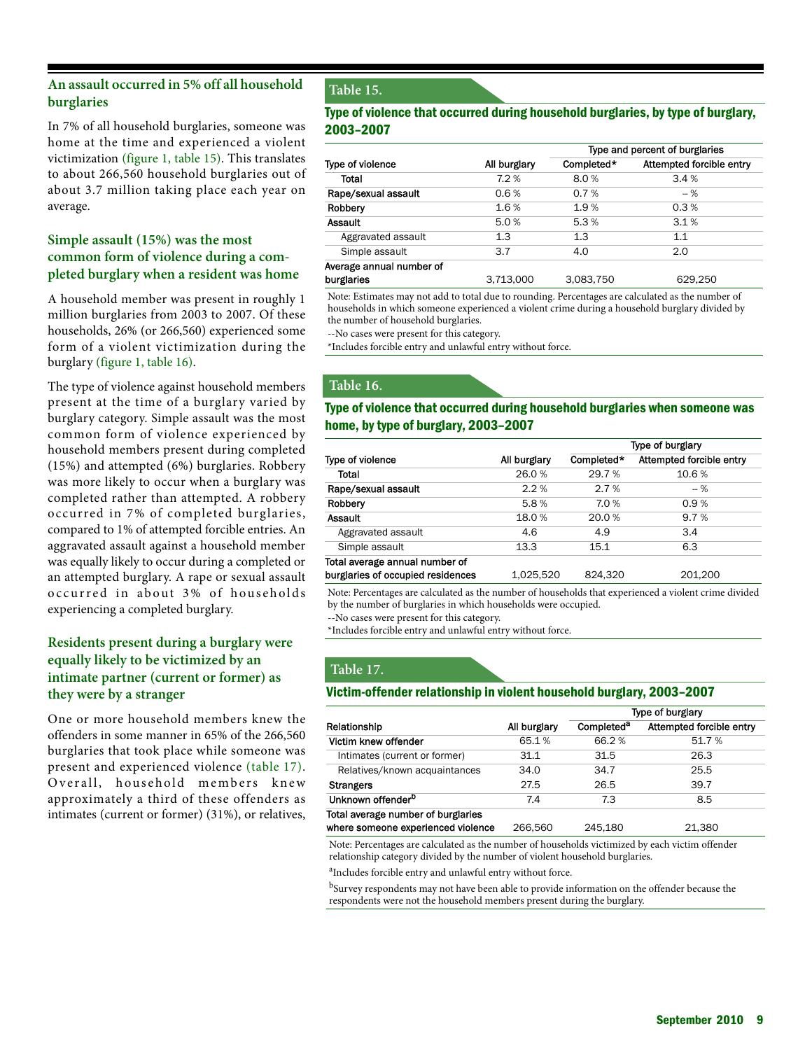### An assault occurred in 5% off all household burglaries

In 7% of all household burglaries, someone was home at the time and experienced a violent victimization (figure 1, table 15). This translates to about 266,560 household burglaries out of about 3.7 million taking place each year on average.

### Simple assault (15%) was the most common form of violence during a completed burglary when a resident was home

A household member was present in roughly 1 million burglaries from 2003 to 2007. Of these households, 26% (or 266,560) experienced some form of a violent victimization during the burglary (figure 1, table 16).

The type of violence against household members present at the time of a burglary varied by burglary category. Simple assault was the most common form of violence experienced by household members present during completed (15%) and attempted (6%) burglaries. Robbery was more likely to occur when a burglary was completed rather than attempted. A robbery occurred in 7% of completed burglaries, compared to 1% of attempted forcible entries. An aggravated assault against a household member was equally likely to occur during a completed or an attempted burglary. A rape or sexual assault occurred in about 3% of households experiencing a completed burglary.

### Residents present during a burglary were equally likely to be victimized by an intimate partner (current or former) as they were by a stranger

One or more household members knew the offenders in some manner in 65% of the 266,560 burglaries that took place while someone was present and experienced violence (table 17). Overall, household members knew approximately a third of these offenders as intimates (current or former) (31%), or relatives,

**Table 15.**

**Type of violence that occurred during household burglaries, by type of burglary, 2003–2007**

| | | Type and percent of burglaries | |
|---|---|---|---|
| Type of violence | All burglary | Completed* | Attempted forcible entry |
| Total | 7.2 % | 8.0 % | 3.4 % |
| Rape/sexual assault | 0.6 % | 0.7 % | -- % |
| Robbery | 1.6 % | 1.9 % | 0.3 % |
| Assault | 5.0 % | 5.3 % | 3.1 % |
| Aggravated assault | 1.3 | 1.3 | 1.1 |
| Simple assault | 3.7 | 4.0 | 2.0 |
| Average annual number of burglaries | 3,713,000 | 3,083,750 | 629,250 |

Note: Estimates may not add to total due to rounding. Percentages are calculated as the number of households in which someone experienced a violent crime during a household burglary divided by the number of household burglaries.

--No cases were present for this category.

*Includes forcible entry and unlawful entry without force.

**Table 16.**

**Type of violence that occurred during household burglaries when someone was home, by type of burglary, 2003–2007**

| | | Type of burglary | |
|---|---|---|---|
| Type of violence | All burglary | Completed* | Attempted forcible entry |
| Total | 26.0 % | 29.7 % | 10.6 % |
| Rape/sexual assault | 2.2 % | 2.7 % | -- % |
| Robbery | 5.8 % | 7.0 % | 0.9 % |
| Assault | 18.0 % | 20.0 % | 9.7 % |
| Aggravated assault | 4.6 | 4.9 | 3.4 |
| Simple assault | 13.3 | 15.1 | 6.3 |
| Total average annual number of burglaries of occupied residences | 1,025,520 | 824,320 | 201,200 |

Note: Percentages are calculated as the number of households that experienced a violent crime divided by the number of burglaries in which households were occupied.

--No cases were present for this category.

*Includes forcible entry and unlawful entry without force.

**Table 17.**

**Victim-offender relationship in violent household burglary, 2003–2007**

| | | Type of burglary | |
|---|---|---|---|
| Relationship | All burglary | Completed[a] | Attempted forcible entry |
| Victim knew offender | 65.1 % | 66.2 % | 51.7 % |
| Intimates (current or former) | 31.1 | 31.5 | 26.3 |
| Relatives/known acquaintances | 34.0 | 34.7 | 25.5 |
| Strangers | 27.5 | 26.5 | 39.7 |
| Unknown offender[b] | 7.4 | 7.3 | 8.5 |
| Total average number of burglaries where someone experienced violence | 266,560 | 245,180 | 21,380 |

Note: Percentages are calculated as the number of households victimized by each victim offender relationship category divided by the number of violent household burglaries.

[a]Includes forcible entry and unlawful entry without force.

[b]Survey respondents may not have been able to provide information on the offender because the respondents were not the household members present during the burglary.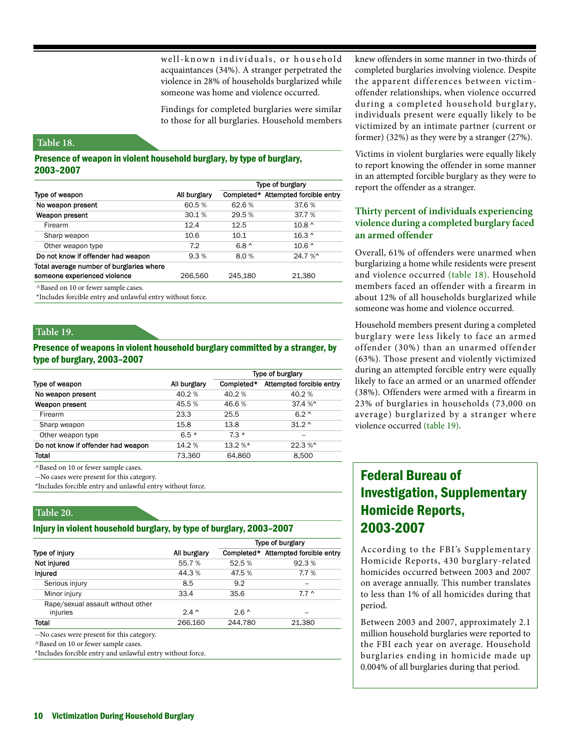well-known individuals, or household acquaintances (34%). A stranger perpetrated the violence in 28% of households burglarized while someone was home and violence occurred.

Findings for completed burglaries were similar to those for all burglaries. Household members knew offenders in some manner in two-thirds of completed burglaries involving violence. Despite the apparent differences between victim-offender relationships, when violence occurred during a completed household burglary, individuals present were equally likely to be victimized by an intimate partner (current or former) (32%) as they were by a stranger (27%).

Victims in violent burglaries were equally likely to report knowing the offender in some manner in an attempted forcible burglary as they were to report the offender as a stranger.

**Table 18.**

**Presence of weapon in violent household burglary, by type of burglary, 2003–2007**

| | | Type of burglary | |
|---|---|---|---|
| Type of weapon | All burglary | Completed* | Attempted forcible entry |
| No weapon present | 60.5 % | 62.6 % | 37.6 % |
| Weapon present | 30.1 % | 29.5 % | 37.7 % |
| Firearm | 12.4 | 12.5 | 10.8 ^ |
| Sharp weapon | 10.6 | 10.1 | 16.3 ^ |
| Other weapon type | 7.2 | 6.8 ^ | 10.6 ^ |
| Do not know if offender had weapon | 9.3 % | 8.0 % | 24.7 %^ |
| Total average number of burglaries where someone experienced violence | 266,560 | 245,180 | 21,380 |

^Based on 10 or fewer sample cases.
*Includes forcible entry and unlawful entry without force.

**Table 19.**

**Presence of weapons in violent household burglary committed by a stranger, by type of burglary, 2003–2007**

| | | Type of burglary | |
|---|---|---|---|
| Type of weapon | All burglary | Completed* | Attempted forcible entry |
| No weapon present | 40.2 % | 40.2 % | 40.2 % |
| Weapon present | 45.5 % | 46.6 % | 37.4 %^ |
| Firearm | 23.3 | 25.5 | 6.2 ^ |
| Sharp weapon | 15.8 | 13.8 | 31.2 ^ |
| Other weapon type | 6.5 * | 7.3 * | -- |
| Do not know if offender had weapon | 14.2 % | 13.2 %* | 22.3 %^ |
| Total | 73,360 | 64,860 | 8,500 |

^Based on 10 or fewer sample cases.
--No cases were present for this category.
*Includes forcible entry and unlawful entry without force.

**Table 20.**

**Injury in violent household burglary, by type of burglary, 2003–2007**

| | | Type of burglary | |
|---|---|---|---|
| Type of injury | All burglary | Completed* | Attempted forcible entry |
| Not injured | 55.7 % | 52.5 % | 92.3 % |
| Injured | 44.3 % | 47.5 % | 7.7 % |
| Serious injury | 8.5 | 9.2 | -- |
| Minor injury | 33.4 | 35.6 | 7.7 ^ |
| Rape/sexual assault without other injuries | 2.4 ^ | 2.6 ^ | -- |
| Total | 266,160 | 244,780 | 21,380 |

--No cases were present for this category.
^Based on 10 or fewer sample cases.
*Includes forcible entry and unlawful entry without force.

### Thirty percent of individuals experiencing violence during a completed burglary faced an armed offender

Overall, 61% of offenders were unarmed when burglarizing a home while residents were present and violence occurred (table 18). Household members faced an offender with a firearm in about 12% of all households burglarized while someone was home and violence occurred.

Household members present during a completed burglary were less likely to face an armed offender (30%) than an unarmed offender (63%). Those present and violently victimized during an attempted forcible entry were equally likely to face an armed or an unarmed offender (38%). Offenders were armed with a firearm in 23% of burglaries in households (73,000 on average) burglarized by a stranger where violence occurred (table 19).

## Federal Bureau of Investigation, Supplementary Homicide Reports, 2003-2007

According to the FBI's Supplementary Homicide Reports, 430 burglary-related homicides occurred between 2003 and 2007 on average annually. This number translates to less than 1% of all homicides during that period.

Between 2003 and 2007, approximately 2.1 million household burglaries were reported to the FBI each year on average. Household burglaries ending in homicide made up 0.004% of all burglaries during that period.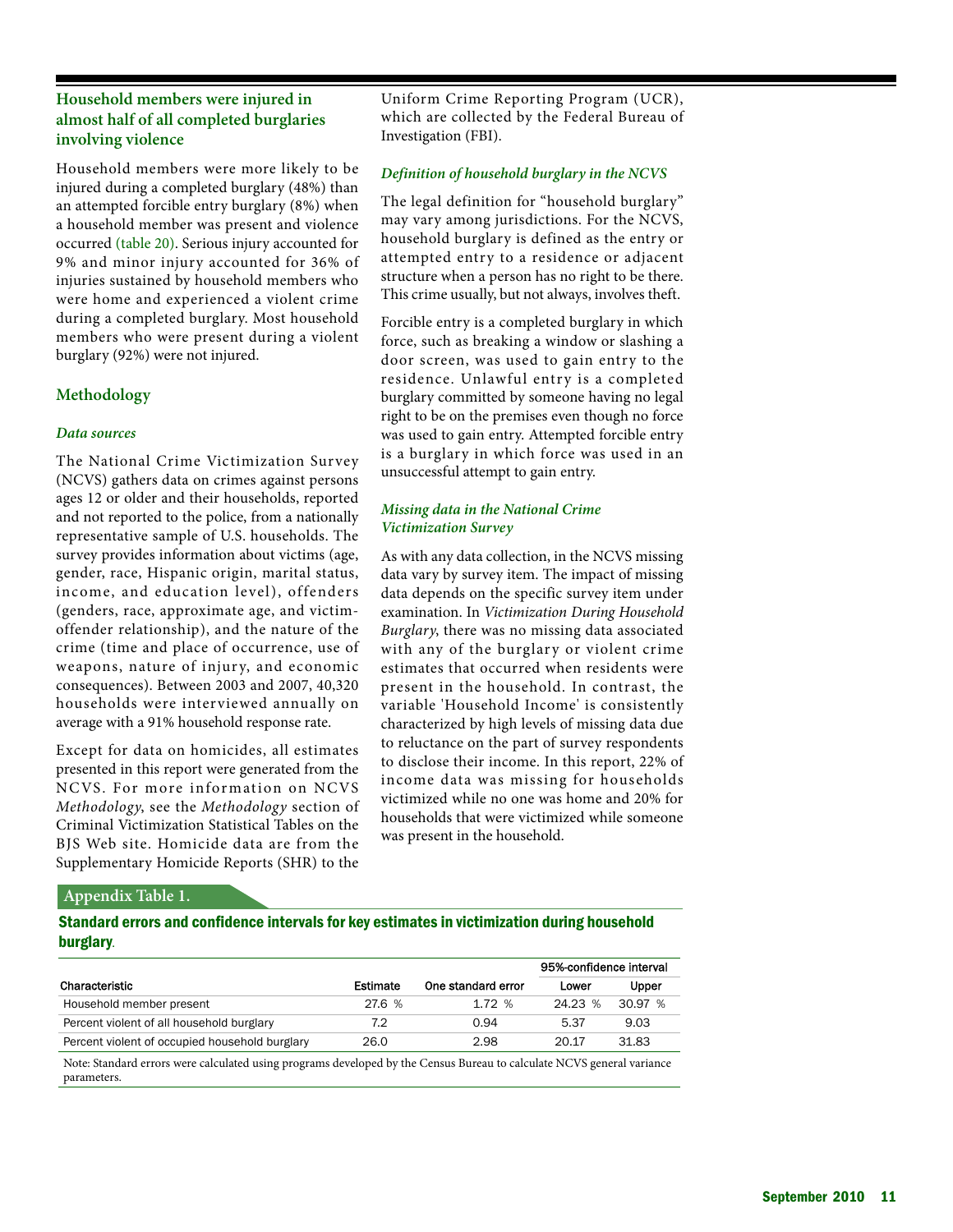## Household members were injured in almost half of all completed burglaries involving violence

Household members were more likely to be injured during a completed burglary (48%) than an attempted forcible entry burglary (8%) when a household member was present and violence occurred (table 20). Serious injury accounted for 9% and minor injury accounted for 36% of injuries sustained by household members who were home and experienced a violent crime during a completed burglary. Most household members who were present during a violent burglary (92%) were not injured.

## Methodology

### *Data sources*

The National Crime Victimization Survey (NCVS) gathers data on crimes against persons ages 12 or older and their households, reported and not reported to the police, from a nationally representative sample of U.S. households. The survey provides information about victims (age, gender, race, Hispanic origin, marital status, income, and education level), offenders (genders, race, approximate age, and victim-offender relationship), and the nature of the crime (time and place of occurrence, use of weapons, nature of injury, and economic consequences). Between 2003 and 2007, 40,320 households were interviewed annually on average with a 91% household response rate.

Except for data on homicides, all estimates presented in this report were generated from the NCVS. For more information on NCVS *Methodology*, see the *Methodology* section of Criminal Victimization Statistical Tables on the BJS Web site. Homicide data are from the Supplementary Homicide Reports (SHR) to the Uniform Crime Reporting Program (UCR), which are collected by the Federal Bureau of Investigation (FBI).

### *Definition of household burglary in the NCVS*

The legal definition for "household burglary" may vary among jurisdictions. For the NCVS, household burglary is defined as the entry or attempted entry to a residence or adjacent structure when a person has no right to be there. This crime usually, but not always, involves theft.

Forcible entry is a completed burglary in which force, such as breaking a window or slashing a door screen, was used to gain entry to the residence. Unlawful entry is a completed burglary committed by someone having no legal right to be on the premises even though no force was used to gain entry. Attempted forcible entry is a burglary in which force was used in an unsuccessful attempt to gain entry.

### *Missing data in the National Crime Victimization Survey*

As with any data collection, in the NCVS missing data vary by survey item. The impact of missing data depends on the specific survey item under examination. In *Victimization During Household Burglary*, there was no missing data associated with any of the burglary or violent crime estimates that occurred when residents were present in the household. In contrast, the variable 'Household Income' is consistently characterized by high levels of missing data due to reluctance on the part of survey respondents to disclose their income. In this report, 22% of income data was missing for households victimized while no one was home and 20% for households that were victimized while someone was present in the household.

**Appendix Table 1.**

**Standard errors and confidence intervals for key estimates in victimization during household burglary.**

| | | | 95%-confidence interval | |
|---|---|---|---|---|
| Characteristic | Estimate | One standard error | Lower | Upper |
| Household member present | 27.6 % | 1.72 % | 24.23 % | 30.97 % |
| Percent violent of all household burglary | 7.2 | 0.94 | 5.37 | 9.03 |
| Percent violent of occupied household burglary | 26.0 | 2.98 | 20.17 | 31.83 |

Note: Standard errors were calculated using programs developed by the Census Bureau to calculate NCVS general variance parameters.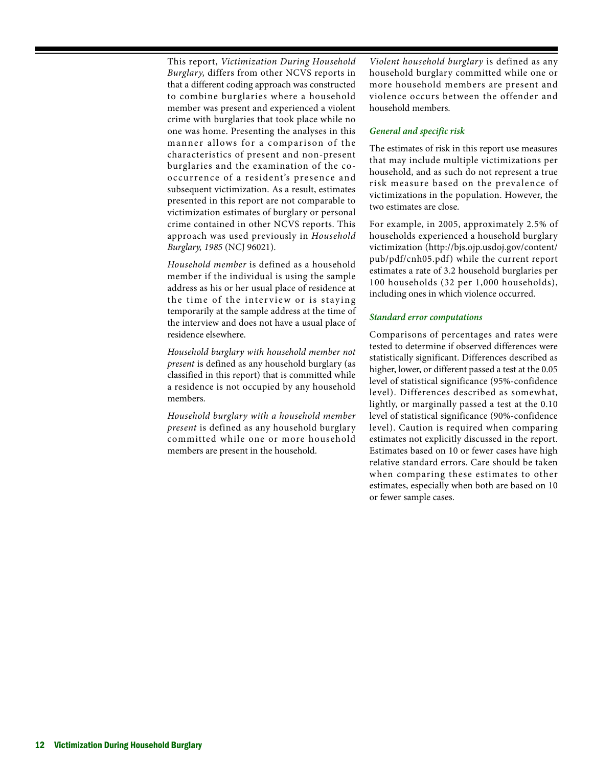This report, *Victimization During Household Burglary*, differs from other NCVS reports in that a different coding approach was constructed to combine burglaries where a household member was present and experienced a violent crime with burglaries that took place while no one was home. Presenting the analyses in this manner allows for a comparison of the characteristics of present and non-present burglaries and the examination of the co-occurrence of a resident's presence and subsequent victimization. As a result, estimates presented in this report are not comparable to victimization estimates of burglary or personal crime contained in other NCVS reports. This approach was used previously in *Household Burglary, 1985* (NCJ 96021).

*Household member* is defined as a household member if the individual is using the sample address as his or her usual place of residence at the time of the interview or is staying temporarily at the sample address at the time of the interview and does not have a usual place of residence elsewhere.

*Household burglary with household member not present* is defined as any household burglary (as classified in this report) that is committed while a residence is not occupied by any household members.

*Household burglary with a household member present* is defined as any household burglary committed while one or more household members are present in the household.

*Violent household burglary* is defined as any household burglary committed while one or more household members are present and violence occurs between the offender and household members.

### *General and specific risk*

The estimates of risk in this report use measures that may include multiple victimizations per household, and as such do not represent a true risk measure based on the prevalence of victimizations in the population. However, the two estimates are close.

For example, in 2005, approximately 2.5% of households experienced a household burglary victimization (http://bjs.ojp.usdoj.gov/content/pub/pdf/cnh05.pdf) while the current report estimates a rate of 3.2 household burglaries per 100 households (32 per 1,000 households), including ones in which violence occurred.

### *Standard error computations*

Comparisons of percentages and rates were tested to determine if observed differences were statistically significant. Differences described as higher, lower, or different passed a test at the 0.05 level of statistical significance (95%-confidence level). Differences described as somewhat, lightly, or marginally passed a test at the 0.10 level of statistical significance (90%-confidence level). Caution is required when comparing estimates not explicitly discussed in the report. Estimates based on 10 or fewer cases have high relative standard errors. Care should be taken when comparing these estimates to other estimates, especially when both are based on 10 or fewer sample cases.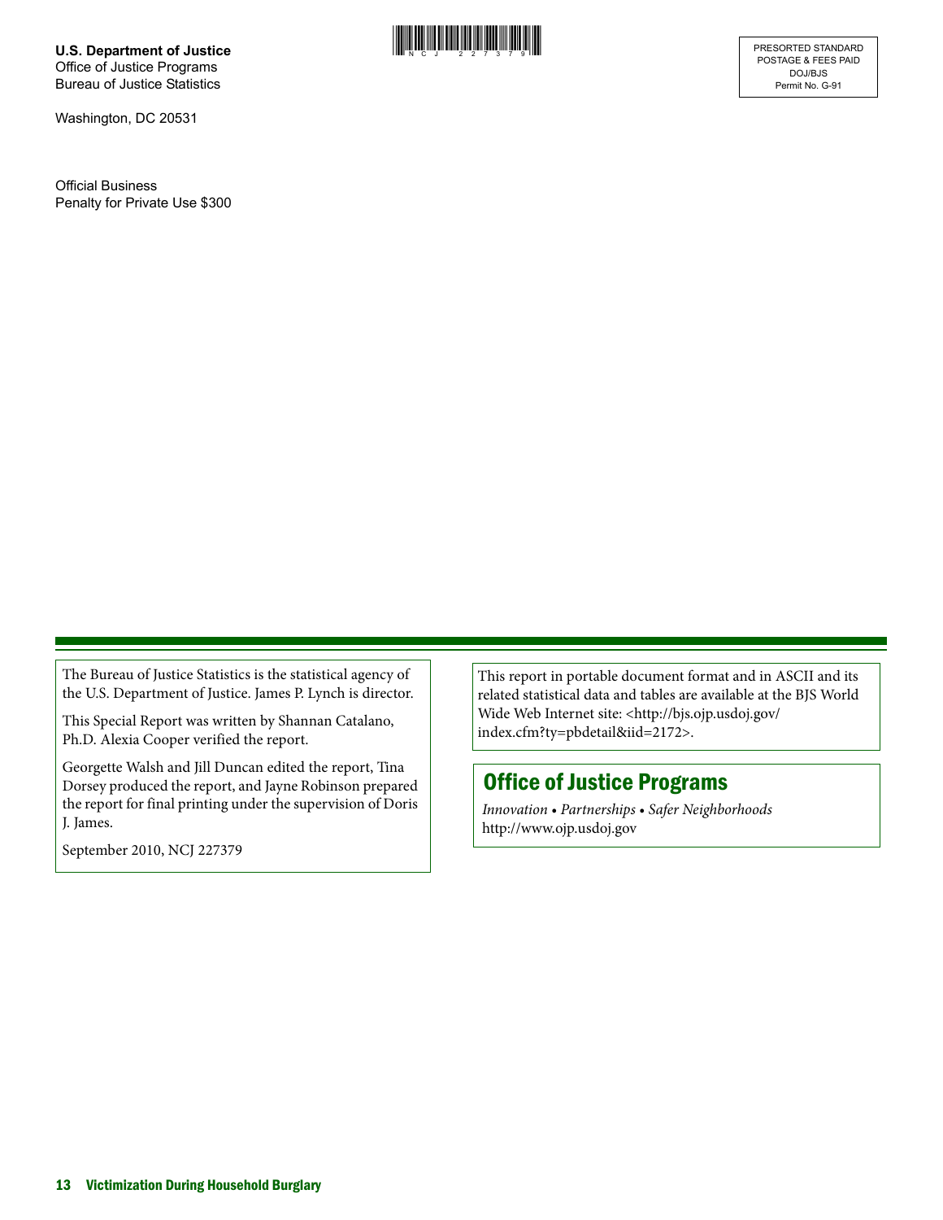**U.S. Department of Justice**
Office of Justice Programs
Bureau of Justice Statistics

Washington, DC 20531

Official Business
Penalty for Private Use $300

PRESORTED STANDARD
POSTAGE & FEES PAID
DOJ/BJS
Permit No. G-91

The Bureau of Justice Statistics is the statistical agency of the U.S. Department of Justice. James P. Lynch is director.

This Special Report was written by Shannan Catalano, Ph.D. Alexia Cooper verified the report.

Georgette Walsh and Jill Duncan edited the report, Tina Dorsey produced the report, and Jayne Robinson prepared the report for final printing under the supervision of Doris J. James.

September 2010, NCJ 227379

This report in portable document format and in ASCII and its related statistical data and tables are available at the BJS World Wide Web Internet site: <http://bjs.ojp.usdoj.gov/index.cfm?ty=pbdetail&iid=2172>.

## Office of Justice Programs

*Innovation • Partnerships • Safer Neighborhoods*
http://www.ojp.usdoj.gov